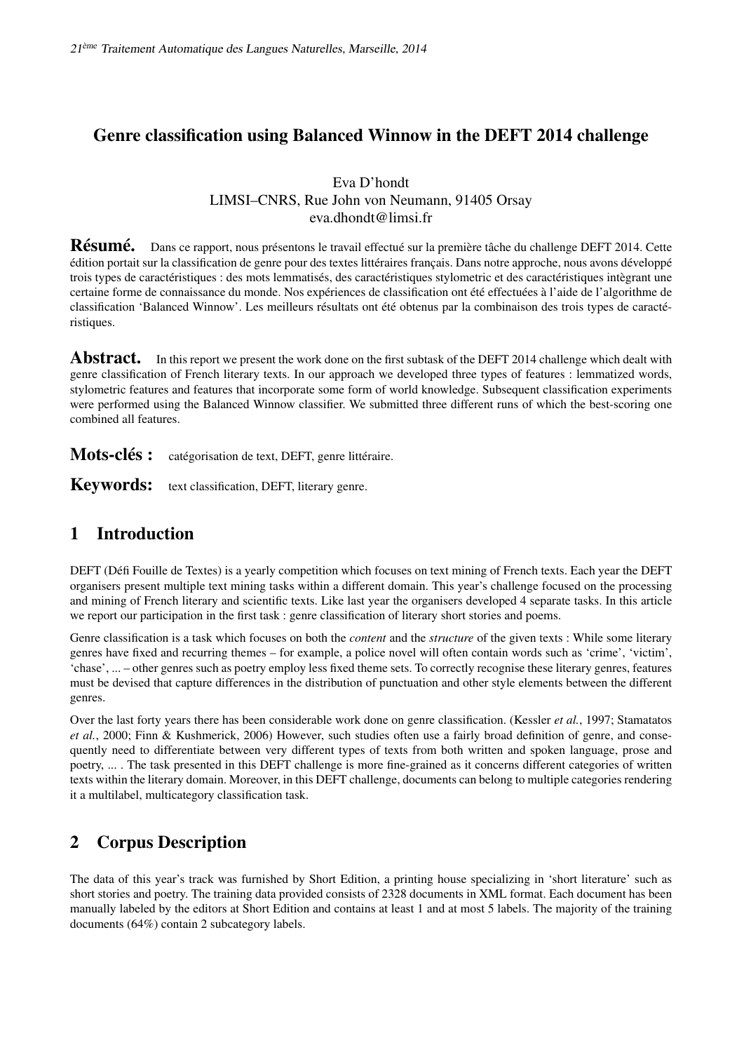# Genre classification using Balanced Winnow in the DEFT 2014 challenge

Eva D'hondt
LIMSI–CNRS, Rue John von Neumann, 91405 Orsay
eva.dhondt@limsi.fr

**Résumé.** Dans ce rapport, nous présentons le travail effectué sur la première tâche du challenge DEFT 2014. Cette édition portait sur la classification de genre pour des textes littéraires français. Dans notre approche, nous avons développé trois types de caractéristiques : des mots lemmatisés, des caractéristiques stylometric et des caractéristiques intègrant une certaine forme de connaissance du monde. Nos expériences de classification ont été effectuées à l'aide de l'algorithme de classification 'Balanced Winnow'. Les meilleurs résultats ont été obtenus par la combinaison des trois types de caractéristiques.

**Abstract.** In this report we present the work done on the first subtask of the DEFT 2014 challenge which dealt with genre classification of French literary texts. In our approach we developed three types of features : lemmatized words, stylometric features and features that incorporate some form of world knowledge. Subsequent classification experiments were performed using the Balanced Winnow classifier. We submitted three different runs of which the best-scoring one combined all features.

**Mots-clés :** catégorisation de text, DEFT, genre littéraire.

**Keywords:** text classification, DEFT, literary genre.

## 1 Introduction

DEFT (Défi Fouille de Textes) is a yearly competition which focuses on text mining of French texts. Each year the DEFT organisers present multiple text mining tasks within a different domain. This year's challenge focused on the processing and mining of French literary and scientific texts. Like last year the organisers developed 4 separate tasks. In this article we report our participation in the first task : genre classification of literary short stories and poems.

Genre classification is a task which focuses on both the *content* and the *structure* of the given texts : While some literary genres have fixed and recurring themes – for example, a police novel will often contain words such as 'crime', 'victim', 'chase', ... – other genres such as poetry employ less fixed theme sets. To correctly recognise these literary genres, features must be devised that capture differences in the distribution of punctuation and other style elements between the different genres.

Over the last forty years there has been considerable work done on genre classification. (Kessler *et al.*, 1997; Stamatatos *et al.*, 2000; Finn & Kushmerick, 2006) However, such studies often use a fairly broad definition of genre, and consequently need to differentiate between very different types of texts from both written and spoken language, prose and poetry, ... . The task presented in this DEFT challenge is more fine-grained as it concerns different categories of written texts within the literary domain. Moreover, in this DEFT challenge, documents can belong to multiple categories rendering it a multilabel, multicategory classification task.

## 2 Corpus Description

The data of this year's track was furnished by Short Edition, a printing house specializing in 'short literature' such as short stories and poetry. The training data provided consists of 2328 documents in XML format. Each document has been manually labeled by the editors at Short Edition and contains at least 1 and at most 5 labels. The majority of the training documents (64%) contain 2 subcategory labels.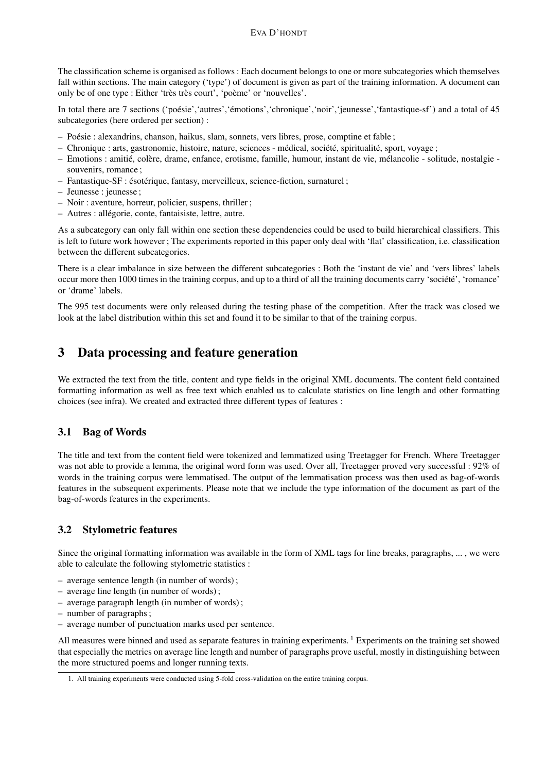The classification scheme is organised as follows : Each document belongs to one or more subcategories which themselves fall within sections. The main category ('type') of document is given as part of the training information. A document can only be of one type : Either 'très très court', 'poème' or 'nouvelles'.

In total there are 7 sections ('poésie','autres','émotions','chronique','noir','jeunesse','fantastique-sf') and a total of 45 subcategories (here ordered per section) :

- Poésie : alexandrins, chanson, haikus, slam, sonnets, vers libres, prose, comptine et fable ;
- Chronique : arts, gastronomie, histoire, nature, sciences - médical, société, spiritualité, sport, voyage ;
- Emotions : amitié, colère, drame, enfance, erotisme, famille, humour, instant de vie, mélancolie - solitude, nostalgie - souvenirs, romance ;
- Fantastique-SF : ésotérique, fantasy, merveilleux, science-fiction, surnaturel ;
- Jeunesse : jeunesse ;
- Noir : aventure, horreur, policier, suspens, thriller ;
- Autres : allégorie, conte, fantaisiste, lettre, autre.

As a subcategory can only fall within one section these dependencies could be used to build hierarchical classifiers. This is left to future work however ; The experiments reported in this paper only deal with 'flat' classification, i.e. classification between the different subcategories.

There is a clear imbalance in size between the different subcategories : Both the 'instant de vie' and 'vers libres' labels occur more then 1000 times in the training corpus, and up to a third of all the training documents carry 'société', 'romance' or 'drame' labels.

The 995 test documents were only released during the testing phase of the competition. After the track was closed we look at the label distribution within this set and found it to be similar to that of the training corpus.

## 3 Data processing and feature generation

We extracted the text from the title, content and type fields in the original XML documents. The content field contained formatting information as well as free text which enabled us to calculate statistics on line length and other formatting choices (see infra). We created and extracted three different types of features :

### 3.1 Bag of Words

The title and text from the content field were tokenized and lemmatized using Treetagger for French. Where Treetagger was not able to provide a lemma, the original word form was used. Over all, Treetagger proved very successful : 92% of words in the training corpus were lemmatised. The output of the lemmatisation process was then used as bag-of-words features in the subsequent experiments. Please note that we include the type information of the document as part of the bag-of-words features in the experiments.

### 3.2 Stylometric features

Since the original formatting information was available in the form of XML tags for line breaks, paragraphs, ... , we were able to calculate the following stylometric statistics :

- average sentence length (in number of words) ;
- average line length (in number of words) ;
- average paragraph length (in number of words) ;
- number of paragraphs ;
- average number of punctuation marks used per sentence.

All measures were binned and used as separate features in training experiments. [1] Experiments on the training set showed that especially the metrics on average line length and number of paragraphs prove useful, mostly in distinguishing between the more structured poems and longer running texts.

1. All training experiments were conducted using 5-fold cross-validation on the entire training corpus.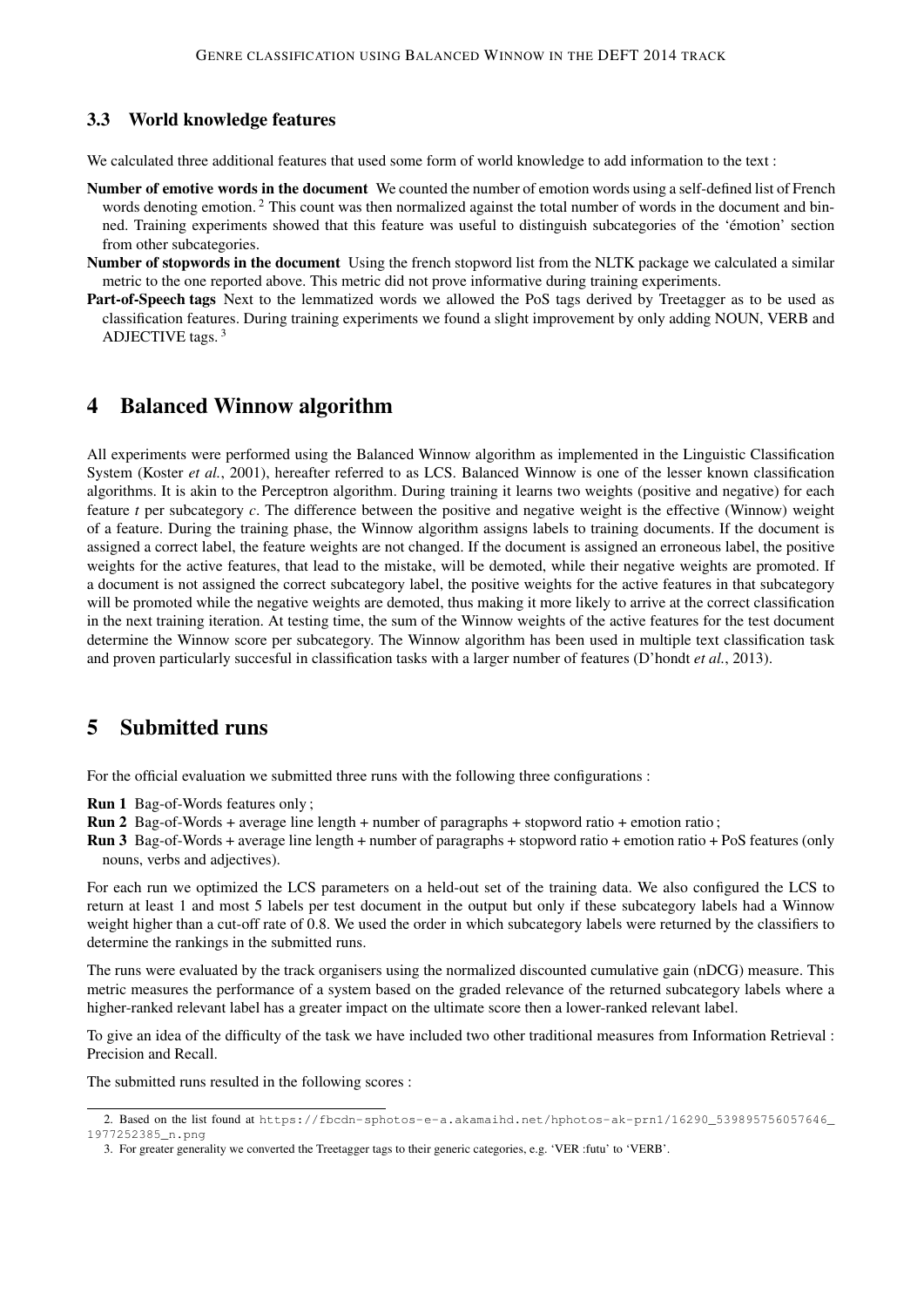### 3.3 World knowledge features

We calculated three additional features that used some form of world knowledge to add information to the text :

**Number of emotive words in the document** We counted the number of emotion words using a self-defined list of French words denoting emotion. [2] This count was then normalized against the total number of words in the document and binned. Training experiments showed that this feature was useful to distinguish subcategories of the 'émotion' section from other subcategories.

**Number of stopwords in the document** Using the french stopword list from the NLTK package we calculated a similar metric to the one reported above. This metric did not prove informative during training experiments.

**Part-of-Speech tags** Next to the lemmatized words we allowed the PoS tags derived by Treetagger as to be used as classification features. During training experiments we found a slight improvement by only adding NOUN, VERB and ADJECTIVE tags. [3]

## 4 Balanced Winnow algorithm

All experiments were performed using the Balanced Winnow algorithm as implemented in the Linguistic Classification System (Koster *et al.*, 2001), hereafter referred to as LCS. Balanced Winnow is one of the lesser known classification algorithms. It is akin to the Perceptron algorithm. During training it learns two weights (positive and negative) for each feature $t$ per subcategory $c$. The difference between the positive and negative weight is the effective (Winnow) weight of a feature. During the training phase, the Winnow algorithm assigns labels to training documents. If the document is assigned a correct label, the feature weights are not changed. If the document is assigned an erroneous label, the positive weights for the active features, that lead to the mistake, will be demoted, while their negative weights are promoted. If a document is not assigned the correct subcategory label, the positive weights for the active features in that subcategory will be promoted while the negative weights are demoted, thus making it more likely to arrive at the correct classification in the next training iteration. At testing time, the sum of the Winnow weights of the active features for the test document determine the Winnow score per subcategory. The Winnow algorithm has been used in multiple text classification task and proven particularly succesful in classification tasks with a larger number of features (D'hondt *et al.*, 2013).

## 5 Submitted runs

For the official evaluation we submitted three runs with the following three configurations :

**Run 1** Bag-of-Words features only ;

**Run 2** Bag-of-Words + average line length + number of paragraphs + stopword ratio + emotion ratio ;

**Run 3** Bag-of-Words + average line length + number of paragraphs + stopword ratio + emotion ratio + PoS features (only nouns, verbs and adjectives).

For each run we optimized the LCS parameters on a held-out set of the training data. We also configured the LCS to return at least 1 and most 5 labels per test document in the output but only if these subcategory labels had a Winnow weight higher than a cut-off rate of 0.8. We used the order in which subcategory labels were returned by the classifiers to determine the rankings in the submitted runs.

The runs were evaluated by the track organisers using the normalized discounted cumulative gain (nDCG) measure. This metric measures the performance of a system based on the graded relevance of the returned subcategory labels where a higher-ranked relevant label has a greater impact on the ultimate score then a lower-ranked relevant label.

To give an idea of the difficulty of the task we have included two other traditional measures from Information Retrieval : Precision and Recall.

The submitted runs resulted in the following scores :

---

2. Based on the list found at https://fbcdn-sphotos-e-a.akamaihd.net/hphotos-ak-prn1/16290_539895756057646_1977252385_n.png

3. For greater generality we converted the Treetagger tags to their generic categories, e.g. 'VER :futu' to 'VERB'.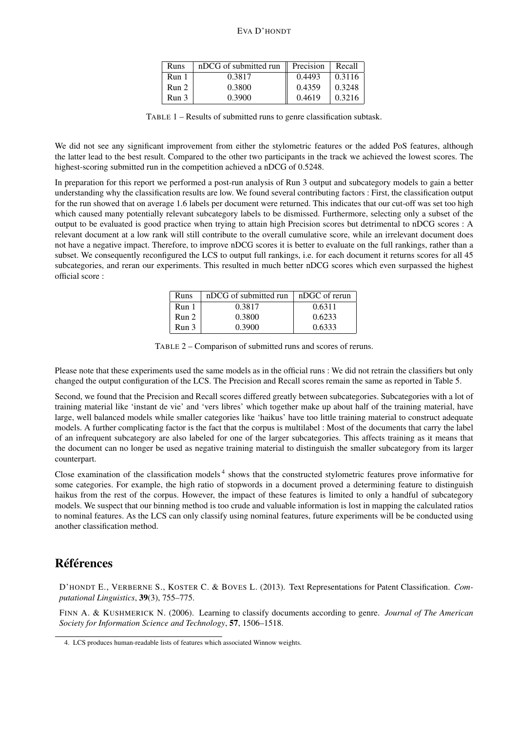| Runs | nDCG of submitted run | Precision | Recall |
|---|---|---|---|
| Run 1 | 0.3817 | 0.4493 | 0.3116 |
| Run 2 | 0.3800 | 0.4359 | 0.3248 |
| Run 3 | 0.3900 | 0.4619 | 0.3216 |

TABLE 1 – Results of submitted runs to genre classification subtask.

We did not see any significant improvement from either the stylometric features or the added PoS features, although the latter lead to the best result. Compared to the other two participants in the track we achieved the lowest scores. The highest-scoring submitted run in the competition achieved a nDCG of 0.5248.

In preparation for this report we performed a post-run analysis of Run 3 output and subcategory models to gain a better understanding why the classification results are low. We found several contributing factors : First, the classification output for the run showed that on average 1.6 labels per document were returned. This indicates that our cut-off was set too high which caused many potentially relevant subcategory labels to be dismissed. Furthermore, selecting only a subset of the output to be evaluated is good practice when trying to attain high Precision scores but detrimental to nDCG scores : A relevant document at a low rank will still contribute to the overall cumulative score, while an irrelevant document does not have a negative impact. Therefore, to improve nDCG scores it is better to evaluate on the full rankings, rather than a subset. We consequently reconfigured the LCS to output full rankings, i.e. for each document it returns scores for all 45 subcategories, and reran our experiments. This resulted in much better nDCG scores which even surpassed the highest official score :

| Runs | nDCG of submitted run | nDGC of rerun |
|---|---|---|
| Run 1 | 0.3817 | 0.6311 |
| Run 2 | 0.3800 | 0.6233 |
| Run 3 | 0.3900 | 0.6333 |

TABLE 2 – Comparison of submitted runs and scores of reruns.

Please note that these experiments used the same models as in the official runs : We did not retrain the classifiers but only changed the output configuration of the LCS. The Precision and Recall scores remain the same as reported in Table 5.

Second, we found that the Precision and Recall scores differed greatly between subcategories. Subcategories with a lot of training material like 'instant de vie' and 'vers libres' which together make up about half of the training material, have large, well balanced models while smaller categories like 'haikus' have too little training material to construct adequate models. A further complicating factor is the fact that the corpus is multilabel : Most of the documents that carry the label of an infrequent subcategory are also labeled for one of the larger subcategories. This affects training as it means that the document can no longer be used as negative training material to distinguish the smaller subcategory from its larger counterpart.

Close examination of the classification models[4] shows that the constructed stylometric features prove informative for some categories. For example, the high ratio of stopwords in a document proved a determining feature to distinguish haikus from the rest of the corpus. However, the impact of these features is limited to only a handful of subcategory models. We suspect that our binning method is too crude and valuable information is lost in mapping the calculated ratios to nominal features. As the LCS can only classify using nominal features, future experiments will be be conducted using another classification method.

# Références

D'HONDT E., VERBERNE S., KOSTER C. & BOVES L. (2013). Text Representations for Patent Classification. *Computational Linguistics*, **39**(3), 755–775.

FINN A. & KUSHMERICK N. (2006). Learning to classify documents according to genre. *Journal of The American Society for Information Science and Technology*, **57**, 1506–1518.

4. LCS produces human-readable lists of features which associated Winnow weights.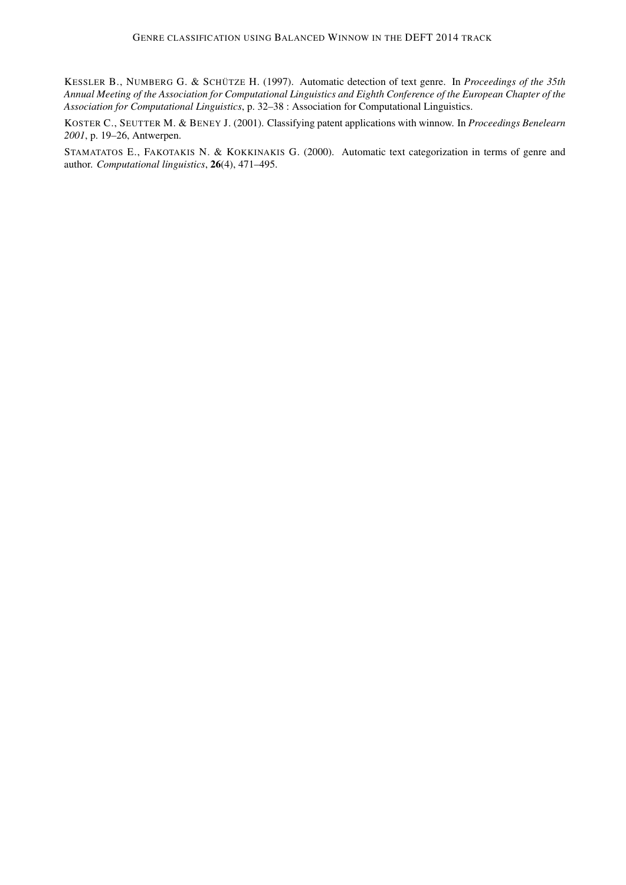KESSLER B., NUMBERG G. & SCHÜTZE H. (1997). Automatic detection of text genre. In *Proceedings of the 35th Annual Meeting of the Association for Computational Linguistics and Eighth Conference of the European Chapter of the Association for Computational Linguistics*, p. 32–38 : Association for Computational Linguistics.

KOSTER C., SEUTTER M. & BENEY J. (2001). Classifying patent applications with winnow. In *Proceedings Benelearn 2001*, p. 19–26, Antwerpen.

STAMATATOS E., FAKOTAKIS N. & KOKKINAKIS G. (2000). Automatic text categorization in terms of genre and author. *Computational linguistics*, **26**(4), 471–495.